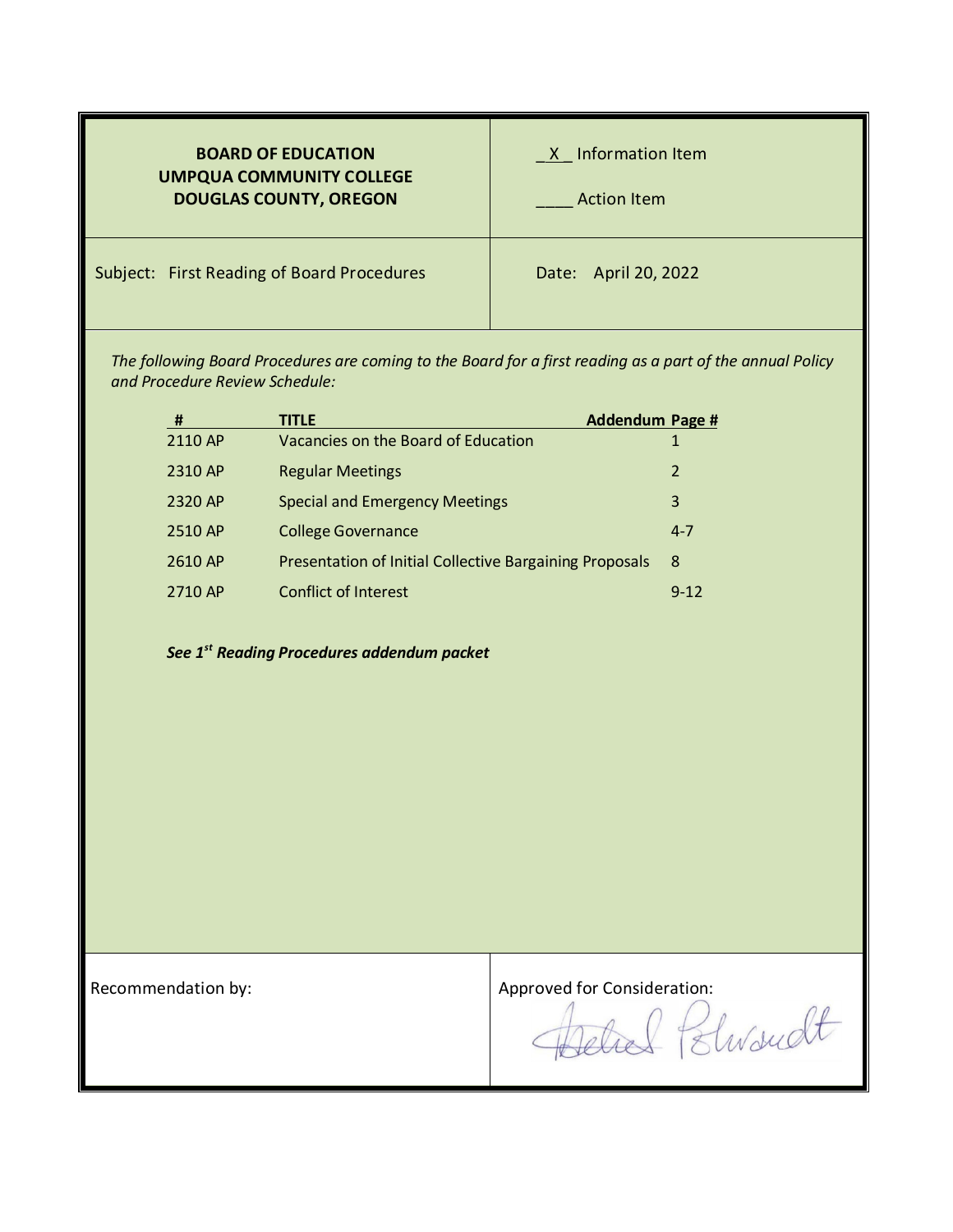**BOARD OF EDUCATION**
**UMPQUA COMMUNITY COLLEGE**
**DOUGLAS COUNTY, OREGON**

_X_ Information Item

____ Action Item

Subject: First Reading of Board Procedures

Date: April 20, 2022

*The following Board Procedures are coming to the Board for a first reading as a part of the annual Policy and Procedure Review Schedule:*

| # | TITLE | Addendum Page # |
|---|---|---|
| 2110 AP | Vacancies on the Board of Education | 1 |
| 2310 AP | Regular Meetings | 2 |
| 2320 AP | Special and Emergency Meetings | 3 |
| 2510 AP | College Governance | 4-7 |
| 2610 AP | Presentation of Initial Collective Bargaining Proposals | 8 |
| 2710 AP | Conflict of Interest | 9-12 |

***See 1st Reading Procedures addendum packet***

Recommendation by:

Approved for Consideration: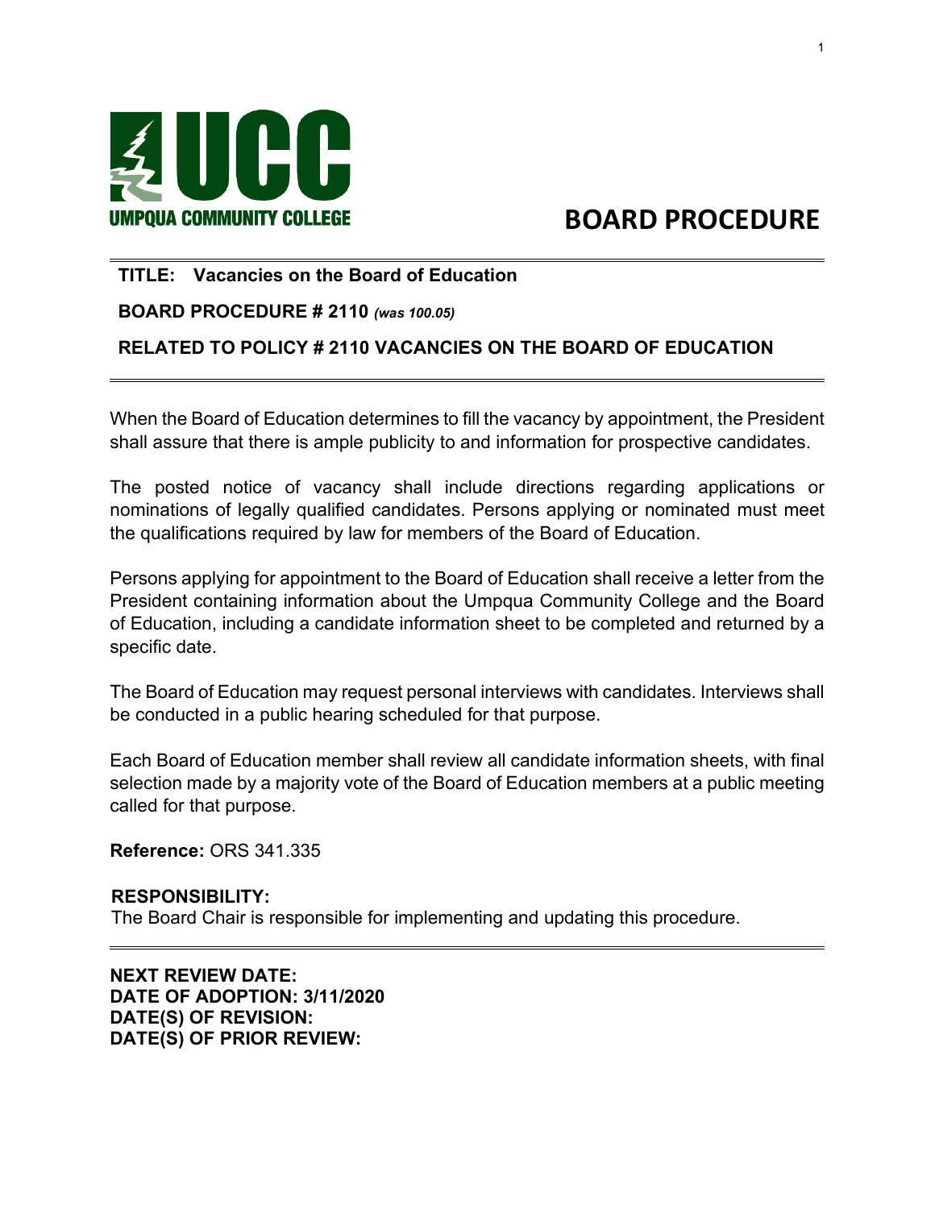UMPQUA COMMUNITY COLLEGE

# BOARD PROCEDURE

**TITLE: Vacancies on the Board of Education**

**BOARD PROCEDURE # 2110** ***(was 100.05)***

**RELATED TO POLICY # 2110 VACANCIES ON THE BOARD OF EDUCATION**

---

When the Board of Education determines to fill the vacancy by appointment, the President shall assure that there is ample publicity to and information for prospective candidates.

The posted notice of vacancy shall include directions regarding applications or nominations of legally qualified candidates. Persons applying or nominated must meet the qualifications required by law for members of the Board of Education.

Persons applying for appointment to the Board of Education shall receive a letter from the President containing information about the Umpqua Community College and the Board of Education, including a candidate information sheet to be completed and returned by a specific date.

The Board of Education may request personal interviews with candidates. Interviews shall be conducted in a public hearing scheduled for that purpose.

Each Board of Education member shall review all candidate information sheets, with final selection made by a majority vote of the Board of Education members at a public meeting called for that purpose.

**Reference:** ORS 341.335

**RESPONSIBILITY:**
The Board Chair is responsible for implementing and updating this procedure.

---

**NEXT REVIEW DATE:**
**DATE OF ADOPTION: 3/11/2020**
**DATE(S) OF REVISION:**
**DATE(S) OF PRIOR REVIEW:**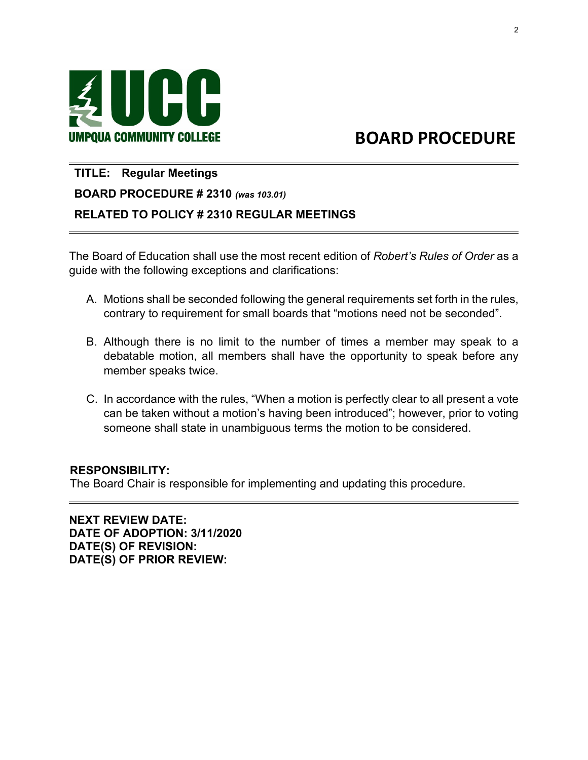UMPQUA COMMUNITY COLLEGE

# BOARD PROCEDURE

**TITLE: Regular Meetings**

**BOARD PROCEDURE # 2310** ***(was 103.01)***

**RELATED TO POLICY # 2310 REGULAR MEETINGS**

---

The Board of Education shall use the most recent edition of *Robert's Rules of Order* as a guide with the following exceptions and clarifications:

A. Motions shall be seconded following the general requirements set forth in the rules, contrary to requirement for small boards that "motions need not be seconded".

B. Although there is no limit to the number of times a member may speak to a debatable motion, all members shall have the opportunity to speak before any member speaks twice.

C. In accordance with the rules, "When a motion is perfectly clear to all present a vote can be taken without a motion's having been introduced"; however, prior to voting someone shall state in unambiguous terms the motion to be considered.

**RESPONSIBILITY:**
The Board Chair is responsible for implementing and updating this procedure.

---

**NEXT REVIEW DATE:**
**DATE OF ADOPTION: 3/11/2020**
**DATE(S) OF REVISION:**
**DATE(S) OF PRIOR REVIEW:**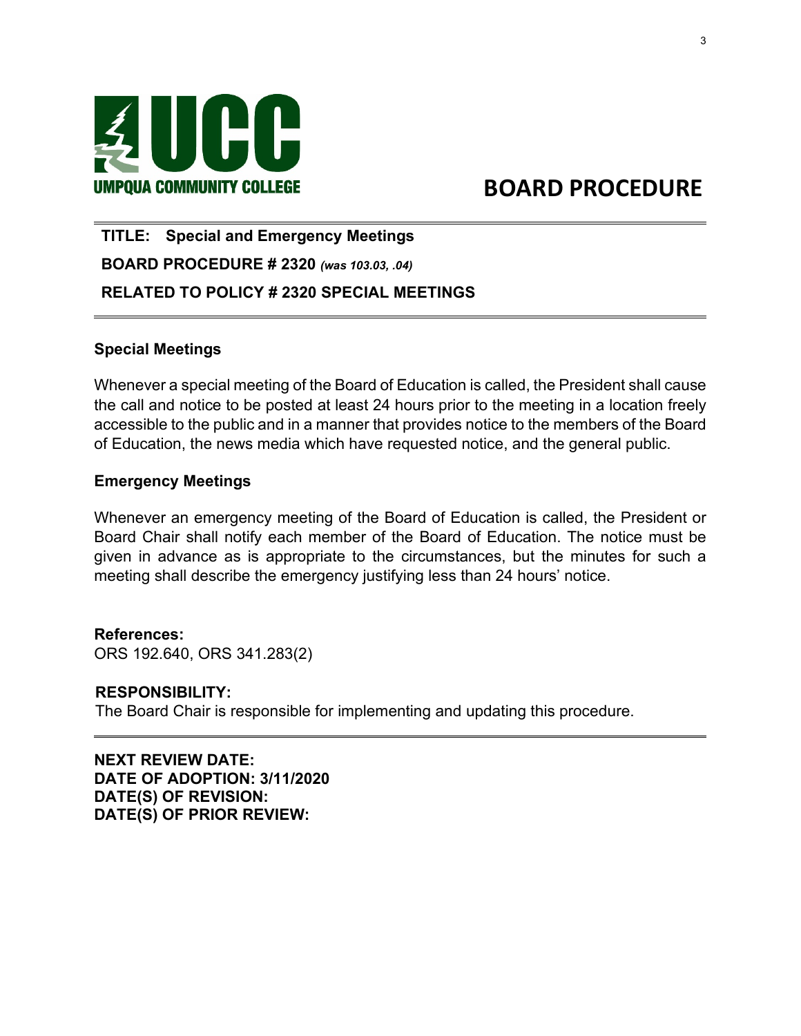UMPQUA COMMUNITY COLLEGE

# BOARD PROCEDURE

**TITLE: Special and Emergency Meetings**

**BOARD PROCEDURE # 2320** ***(was 103.03, .04)***

**RELATED TO POLICY # 2320 SPECIAL MEETINGS**

---

### Special Meetings

Whenever a special meeting of the Board of Education is called, the President shall cause the call and notice to be posted at least 24 hours prior to the meeting in a location freely accessible to the public and in a manner that provides notice to the members of the Board of Education, the news media which have requested notice, and the general public.

### Emergency Meetings

Whenever an emergency meeting of the Board of Education is called, the President or Board Chair shall notify each member of the Board of Education. The notice must be given in advance as is appropriate to the circumstances, but the minutes for such a meeting shall describe the emergency justifying less than 24 hours' notice.

**References:**
ORS 192.640, ORS 341.283(2)

**RESPONSIBILITY:**
The Board Chair is responsible for implementing and updating this procedure.

---

**NEXT REVIEW DATE:**
**DATE OF ADOPTION: 3/11/2020**
**DATE(S) OF REVISION:**
**DATE(S) OF PRIOR REVIEW:**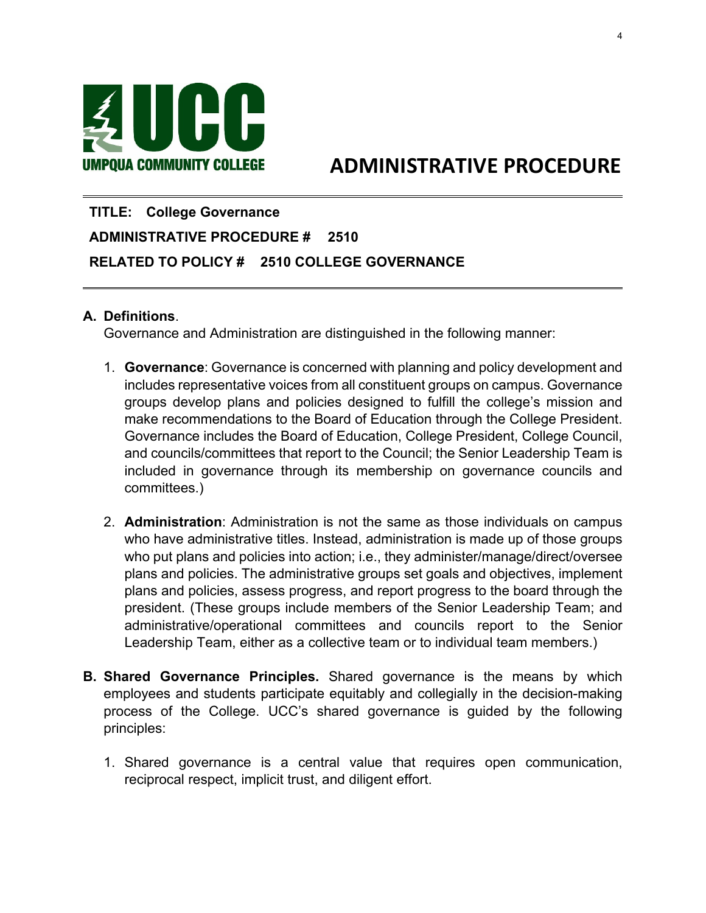UMPQUA COMMUNITY COLLEGE

# ADMINISTRATIVE PROCEDURE

**TITLE: College Governance**

**ADMINISTRATIVE PROCEDURE # 2510**

**RELATED TO POLICY # 2510 COLLEGE GOVERNANCE**

---

**A. Definitions**.

Governance and Administration are distinguished in the following manner:

1. **Governance**: Governance is concerned with planning and policy development and includes representative voices from all constituent groups on campus. Governance groups develop plans and policies designed to fulfill the college's mission and make recommendations to the Board of Education through the College President. Governance includes the Board of Education, College President, College Council, and councils/committees that report to the Council; the Senior Leadership Team is included in governance through its membership on governance councils and committees.)

2. **Administration**: Administration is not the same as those individuals on campus who have administrative titles. Instead, administration is made up of those groups who put plans and policies into action; i.e., they administer/manage/direct/oversee plans and policies. The administrative groups set goals and objectives, implement plans and policies, assess progress, and report progress to the board through the president. (These groups include members of the Senior Leadership Team; and administrative/operational committees and councils report to the Senior Leadership Team, either as a collective team or to individual team members.)

**B. Shared Governance Principles.** Shared governance is the means by which employees and students participate equitably and collegially in the decision-making process of the College. UCC's shared governance is guided by the following principles:

1. Shared governance is a central value that requires open communication, reciprocal respect, implicit trust, and diligent effort.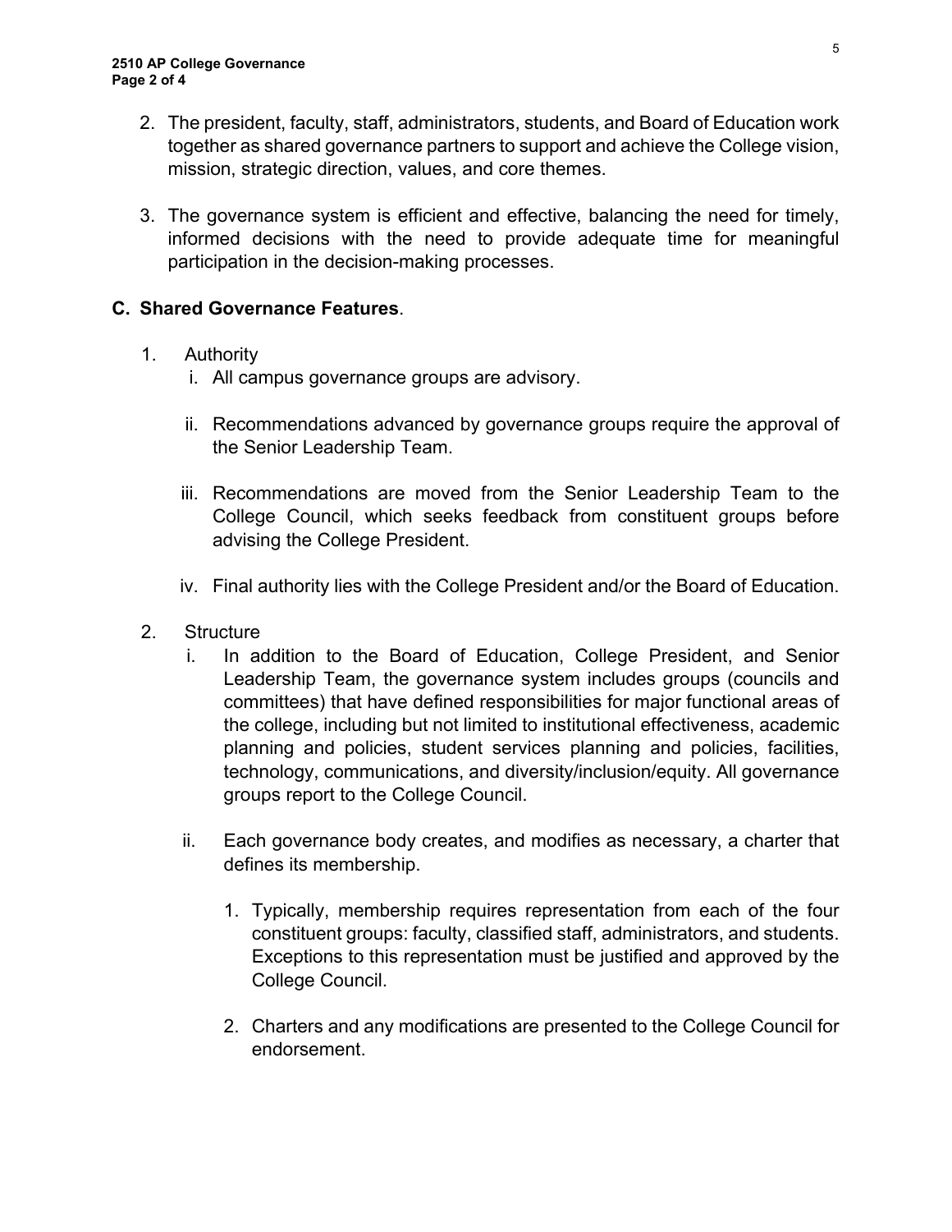2. The president, faculty, staff, administrators, students, and Board of Education work together as shared governance partners to support and achieve the College vision, mission, strategic direction, values, and core themes.

3. The governance system is efficient and effective, balancing the need for timely, informed decisions with the need to provide adequate time for meaningful participation in the decision-making processes.

## C. Shared Governance Features.

1. Authority
   i. All campus governance groups are advisory.

   ii. Recommendations advanced by governance groups require the approval of the Senior Leadership Team.

   iii. Recommendations are moved from the Senior Leadership Team to the College Council, which seeks feedback from constituent groups before advising the College President.

   iv. Final authority lies with the College President and/or the Board of Education.

2. Structure
   i. In addition to the Board of Education, College President, and Senior Leadership Team, the governance system includes groups (councils and committees) that have defined responsibilities for major functional areas of the college, including but not limited to institutional effectiveness, academic planning and policies, student services planning and policies, facilities, technology, communications, and diversity/inclusion/equity. All governance groups report to the College Council.

   ii. Each governance body creates, and modifies as necessary, a charter that defines its membership.

      1. Typically, membership requires representation from each of the four constituent groups: faculty, classified staff, administrators, and students. Exceptions to this representation must be justified and approved by the College Council.

      2. Charters and any modifications are presented to the College Council for endorsement.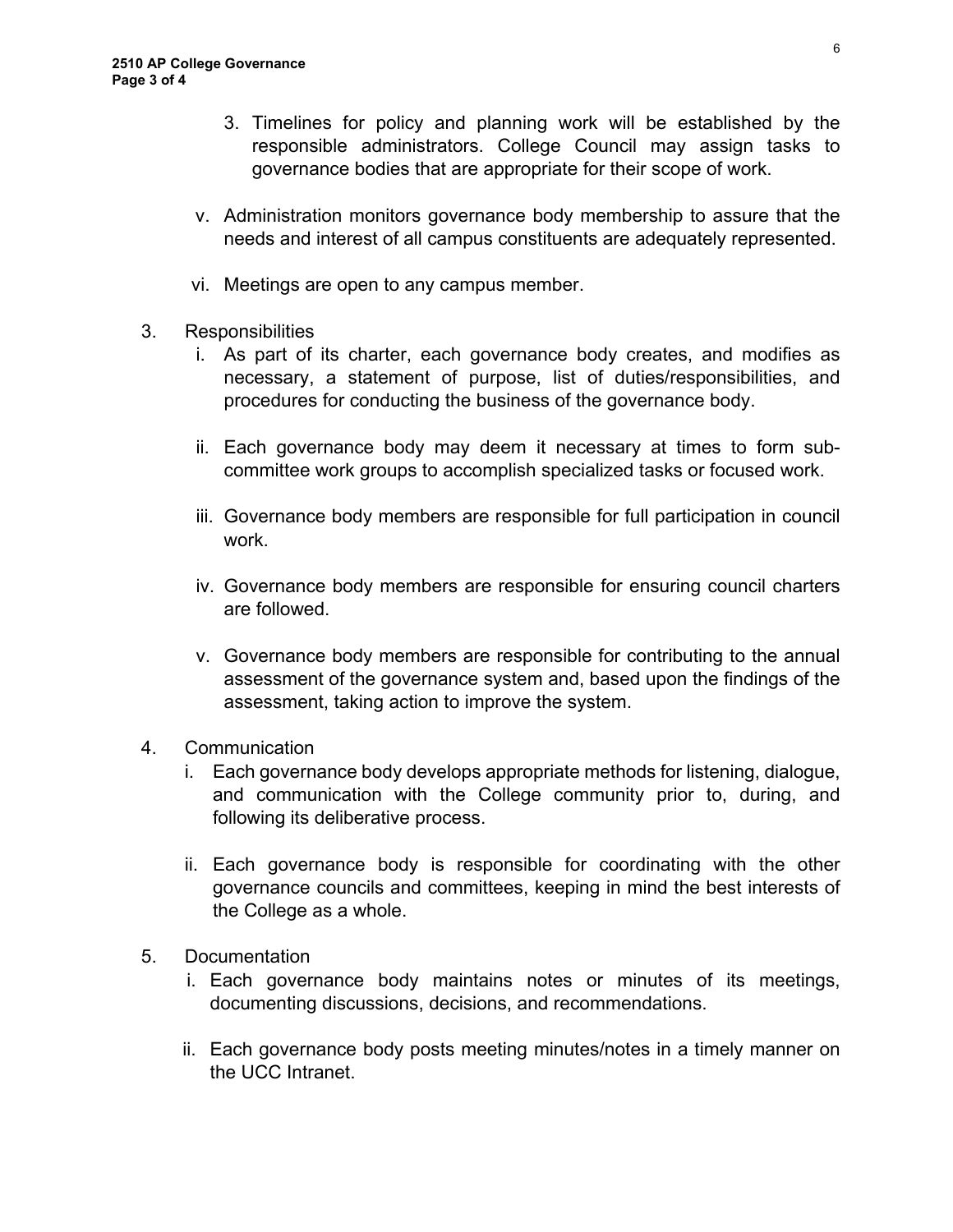3. Timelines for policy and planning work will be established by the responsible administrators. College Council may assign tasks to governance bodies that are appropriate for their scope of work.

v. Administration monitors governance body membership to assure that the needs and interest of all campus constituents are adequately represented.

vi. Meetings are open to any campus member.

3. Responsibilities

   i. As part of its charter, each governance body creates, and modifies as necessary, a statement of purpose, list of duties/responsibilities, and procedures for conducting the business of the governance body.

   ii. Each governance body may deem it necessary at times to form sub-committee work groups to accomplish specialized tasks or focused work.

   iii. Governance body members are responsible for full participation in council work.

   iv. Governance body members are responsible for ensuring council charters are followed.

   v. Governance body members are responsible for contributing to the annual assessment of the governance system and, based upon the findings of the assessment, taking action to improve the system.

4. Communication

   i. Each governance body develops appropriate methods for listening, dialogue, and communication with the College community prior to, during, and following its deliberative process.

   ii. Each governance body is responsible for coordinating with the other governance councils and committees, keeping in mind the best interests of the College as a whole.

5. Documentation

   i. Each governance body maintains notes or minutes of its meetings, documenting discussions, decisions, and recommendations.

   ii. Each governance body posts meeting minutes/notes in a timely manner on the UCC Intranet.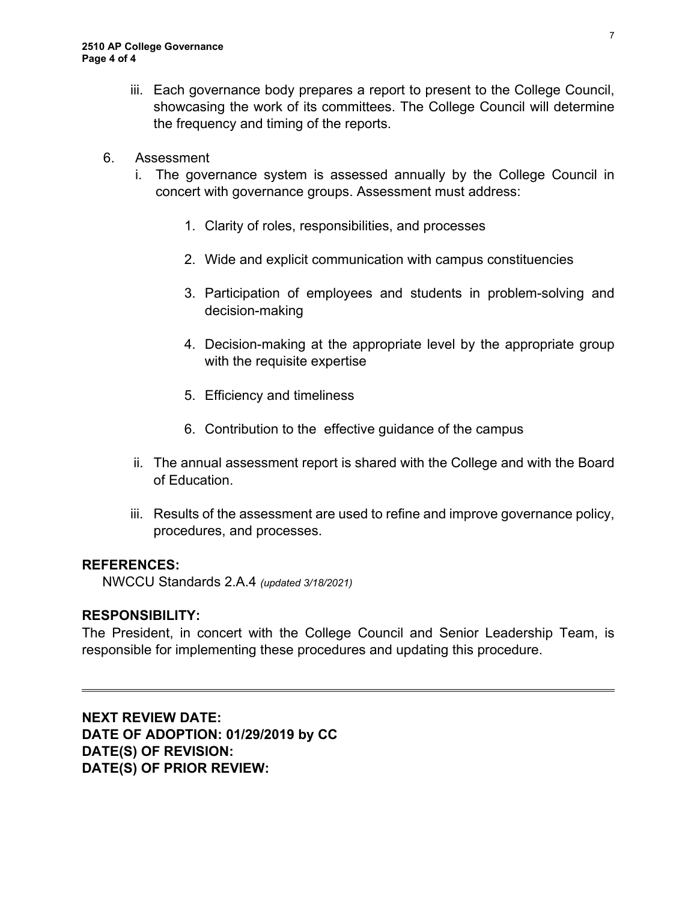iii. Each governance body prepares a report to present to the College Council, showcasing the work of its committees. The College Council will determine the frequency and timing of the reports.

6. Assessment
   i. The governance system is assessed annually by the College Council in concert with governance groups. Assessment must address:

      1. Clarity of roles, responsibilities, and processes

      2. Wide and explicit communication with campus constituencies

      3. Participation of employees and students in problem-solving and decision-making

      4. Decision-making at the appropriate level by the appropriate group with the requisite expertise

      5. Efficiency and timeliness

      6. Contribution to the effective guidance of the campus

   ii. The annual assessment report is shared with the College and with the Board of Education.

   iii. Results of the assessment are used to refine and improve governance policy, procedures, and processes.

**REFERENCES:**

NWCCU Standards 2.A.4 *(updated 3/18/2021)*

**RESPONSIBILITY:**

The President, in concert with the College Council and Senior Leadership Team, is responsible for implementing these procedures and updating this procedure.

---

**NEXT REVIEW DATE:**
**DATE OF ADOPTION: 01/29/2019 by CC**
**DATE(S) OF REVISION:**
**DATE(S) OF PRIOR REVIEW:**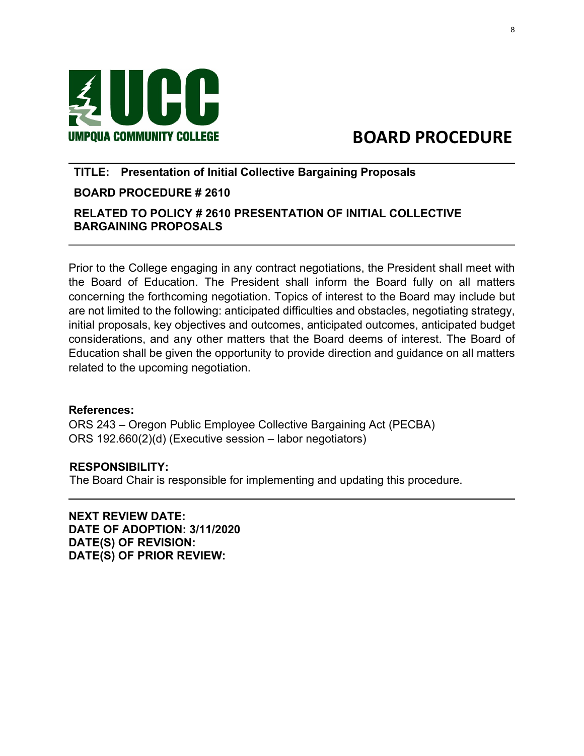UMPQUA COMMUNITY COLLEGE

# BOARD PROCEDURE

**TITLE: Presentation of Initial Collective Bargaining Proposals**

**BOARD PROCEDURE # 2610**

**RELATED TO POLICY # 2610 PRESENTATION OF INITIAL COLLECTIVE BARGAINING PROPOSALS**

---

Prior to the College engaging in any contract negotiations, the President shall meet with the Board of Education. The President shall inform the Board fully on all matters concerning the forthcoming negotiation. Topics of interest to the Board may include but are not limited to the following: anticipated difficulties and obstacles, negotiating strategy, initial proposals, key objectives and outcomes, anticipated outcomes, anticipated budget considerations, and any other matters that the Board deems of interest. The Board of Education shall be given the opportunity to provide direction and guidance on all matters related to the upcoming negotiation.

**References:**

ORS 243 – Oregon Public Employee Collective Bargaining Act (PECBA)
ORS 192.660(2)(d) (Executive session – labor negotiators)

**RESPONSIBILITY:**

The Board Chair is responsible for implementing and updating this procedure.

---

**NEXT REVIEW DATE:**
**DATE OF ADOPTION: 3/11/2020**
**DATE(S) OF REVISION:**
**DATE(S) OF PRIOR REVIEW:**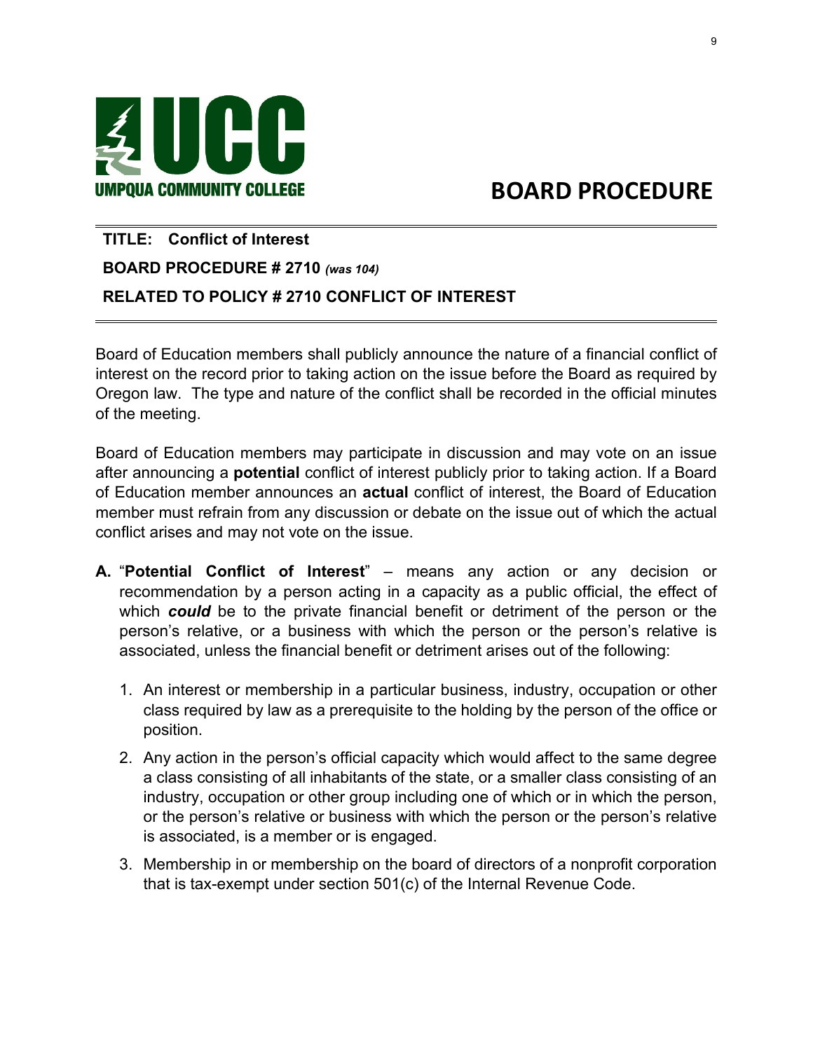UMPQUA COMMUNITY COLLEGE

# BOARD PROCEDURE

**TITLE: Conflict of Interest**

**BOARD PROCEDURE # 2710** ***(was 104)***

**RELATED TO POLICY # 2710 CONFLICT OF INTEREST**

---

Board of Education members shall publicly announce the nature of a financial conflict of interest on the record prior to taking action on the issue before the Board as required by Oregon law. The type and nature of the conflict shall be recorded in the official minutes of the meeting.

Board of Education members may participate in discussion and may vote on an issue after announcing a **potential** conflict of interest publicly prior to taking action. If a Board of Education member announces an **actual** conflict of interest, the Board of Education member must refrain from any discussion or debate on the issue out of which the actual conflict arises and may not vote on the issue.

**A.** "**Potential Conflict of Interest**" – means any action or any decision or recommendation by a person acting in a capacity as a public official, the effect of which ***could*** be to the private financial benefit or detriment of the person or the person's relative, or a business with which the person or the person's relative is associated, unless the financial benefit or detriment arises out of the following:

1. An interest or membership in a particular business, industry, occupation or other class required by law as a prerequisite to the holding by the person of the office or position.
2. Any action in the person's official capacity which would affect to the same degree a class consisting of all inhabitants of the state, or a smaller class consisting of an industry, occupation or other group including one of which or in which the person, or the person's relative or business with which the person or the person's relative is associated, is a member or is engaged.
3. Membership in or membership on the board of directors of a nonprofit corporation that is tax-exempt under section 501(c) of the Internal Revenue Code.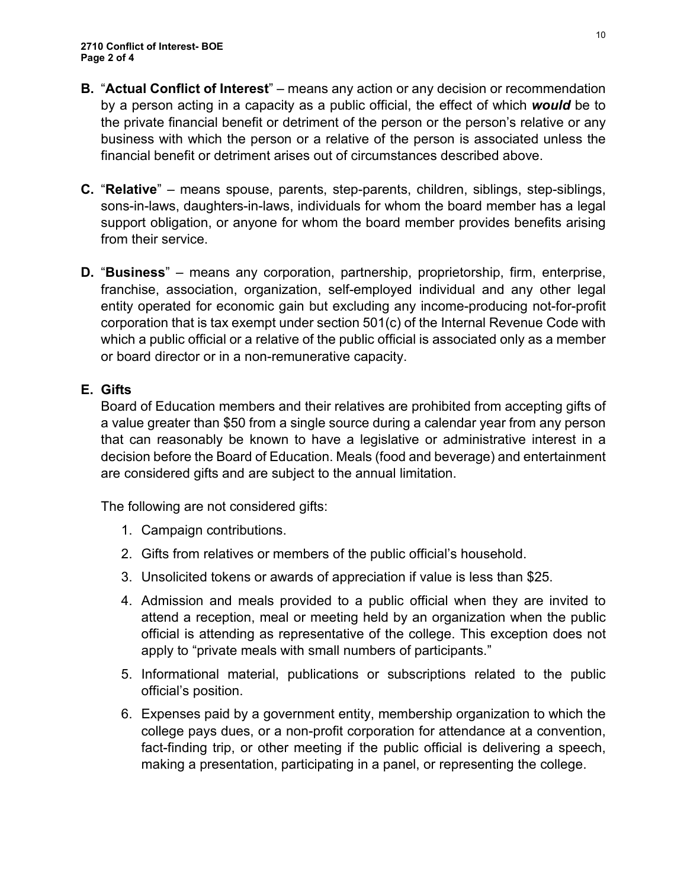**B.** "**Actual Conflict of Interest**" – means any action or any decision or recommendation by a person acting in a capacity as a public official, the effect of which ***would*** be to the private financial benefit or detriment of the person or the person's relative or any business with which the person or a relative of the person is associated unless the financial benefit or detriment arises out of circumstances described above.

**C.** "**Relative**" – means spouse, parents, step-parents, children, siblings, step-siblings, sons-in-laws, daughters-in-laws, individuals for whom the board member has a legal support obligation, or anyone for whom the board member provides benefits arising from their service.

**D.** "**Business**" – means any corporation, partnership, proprietorship, firm, enterprise, franchise, association, organization, self-employed individual and any other legal entity operated for economic gain but excluding any income-producing not-for-profit corporation that is tax exempt under section 501(c) of the Internal Revenue Code with which a public official or a relative of the public official is associated only as a member or board director or in a non-remunerative capacity.

**E. Gifts**

Board of Education members and their relatives are prohibited from accepting gifts of a value greater than $50 from a single source during a calendar year from any person that can reasonably be known to have a legislative or administrative interest in a decision before the Board of Education. Meals (food and beverage) and entertainment are considered gifts and are subject to the annual limitation.

The following are not considered gifts:

1. Campaign contributions.
2. Gifts from relatives or members of the public official's household.
3. Unsolicited tokens or awards of appreciation if value is less than $25.
4. Admission and meals provided to a public official when they are invited to attend a reception, meal or meeting held by an organization when the public official is attending as representative of the college. This exception does not apply to "private meals with small numbers of participants."
5. Informational material, publications or subscriptions related to the public official's position.
6. Expenses paid by a government entity, membership organization to which the college pays dues, or a non-profit corporation for attendance at a convention, fact-finding trip, or other meeting if the public official is delivering a speech, making a presentation, participating in a panel, or representing the college.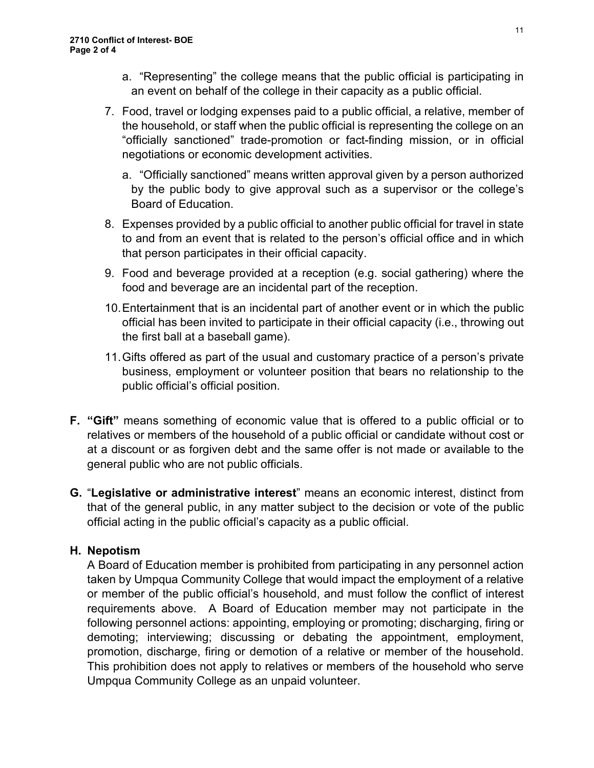a. "Representing" the college means that the public official is participating in an event on behalf of the college in their capacity as a public official.

7. Food, travel or lodging expenses paid to a public official, a relative, member of the household, or staff when the public official is representing the college on an "officially sanctioned" trade-promotion or fact-finding mission, or in official negotiations or economic development activities.

   a. "Officially sanctioned" means written approval given by a person authorized by the public body to give approval such as a supervisor or the college's Board of Education.

8. Expenses provided by a public official to another public official for travel in state to and from an event that is related to the person's official office and in which that person participates in their official capacity.

9. Food and beverage provided at a reception (e.g. social gathering) where the food and beverage are an incidental part of the reception.

10. Entertainment that is an incidental part of another event or in which the public official has been invited to participate in their official capacity (i.e., throwing out the first ball at a baseball game).

11. Gifts offered as part of the usual and customary practice of a person's private business, employment or volunteer position that bears no relationship to the public official's official position.

**F. "Gift"** means something of economic value that is offered to a public official or to relatives or members of the household of a public official or candidate without cost or at a discount or as forgiven debt and the same offer is not made or available to the general public who are not public officials.

**G.** "**Legislative or administrative interest**" means an economic interest, distinct from that of the general public, in any matter subject to the decision or vote of the public official acting in the public official's capacity as a public official.

**H. Nepotism**

A Board of Education member is prohibited from participating in any personnel action taken by Umpqua Community College that would impact the employment of a relative or member of the public official's household, and must follow the conflict of interest requirements above. A Board of Education member may not participate in the following personnel actions: appointing, employing or promoting; discharging, firing or demoting; interviewing; discussing or debating the appointment, employment, promotion, discharge, firing or demotion of a relative or member of the household. This prohibition does not apply to relatives or members of the household who serve Umpqua Community College as an unpaid volunteer.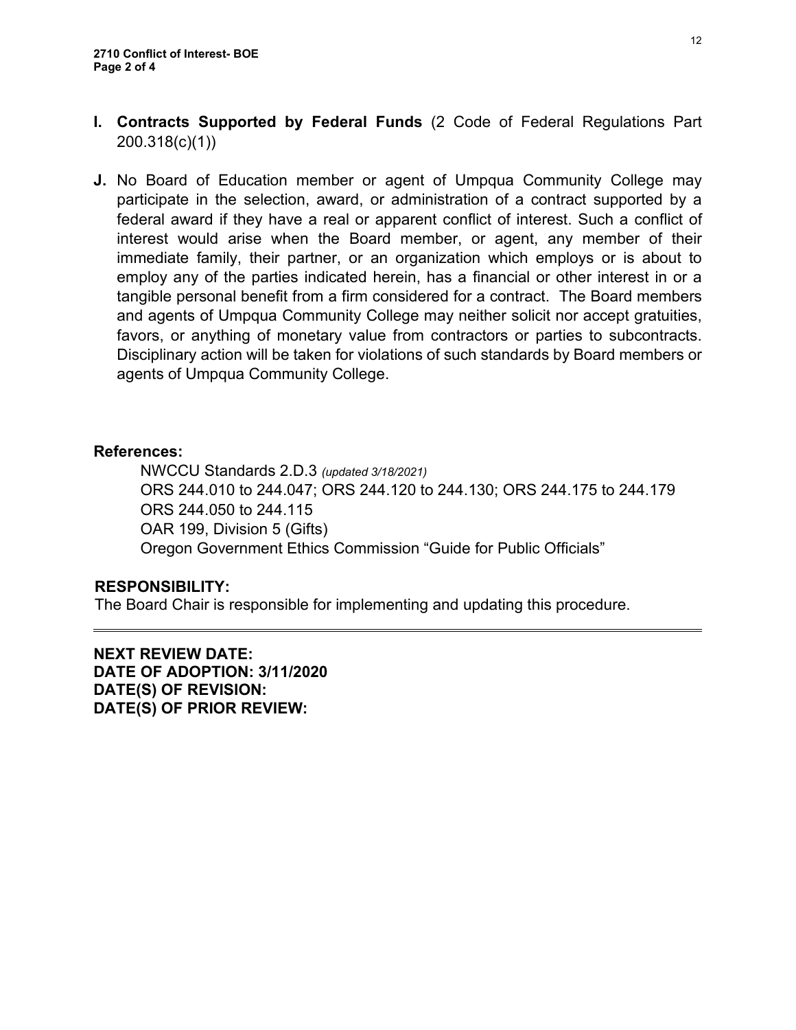**I. Contracts Supported by Federal Funds** (2 Code of Federal Regulations Part 200.318(c)(1))

**J.** No Board of Education member or agent of Umpqua Community College may participate in the selection, award, or administration of a contract supported by a federal award if they have a real or apparent conflict of interest. Such a conflict of interest would arise when the Board member, or agent, any member of their immediate family, their partner, or an organization which employs or is about to employ any of the parties indicated herein, has a financial or other interest in or a tangible personal benefit from a firm considered for a contract. The Board members and agents of Umpqua Community College may neither solicit nor accept gratuities, favors, or anything of monetary value from contractors or parties to subcontracts. Disciplinary action will be taken for violations of such standards by Board members or agents of Umpqua Community College.

**References:**

NWCCU Standards 2.D.3 *(updated 3/18/2021)*
ORS 244.010 to 244.047; ORS 244.120 to 244.130; ORS 244.175 to 244.179
ORS 244.050 to 244.115
OAR 199, Division 5 (Gifts)
Oregon Government Ethics Commission "Guide for Public Officials"

**RESPONSIBILITY:**

The Board Chair is responsible for implementing and updating this procedure.

---

**NEXT REVIEW DATE:**
**DATE OF ADOPTION: 3/11/2020**
**DATE(S) OF REVISION:**
**DATE(S) OF PRIOR REVIEW:**